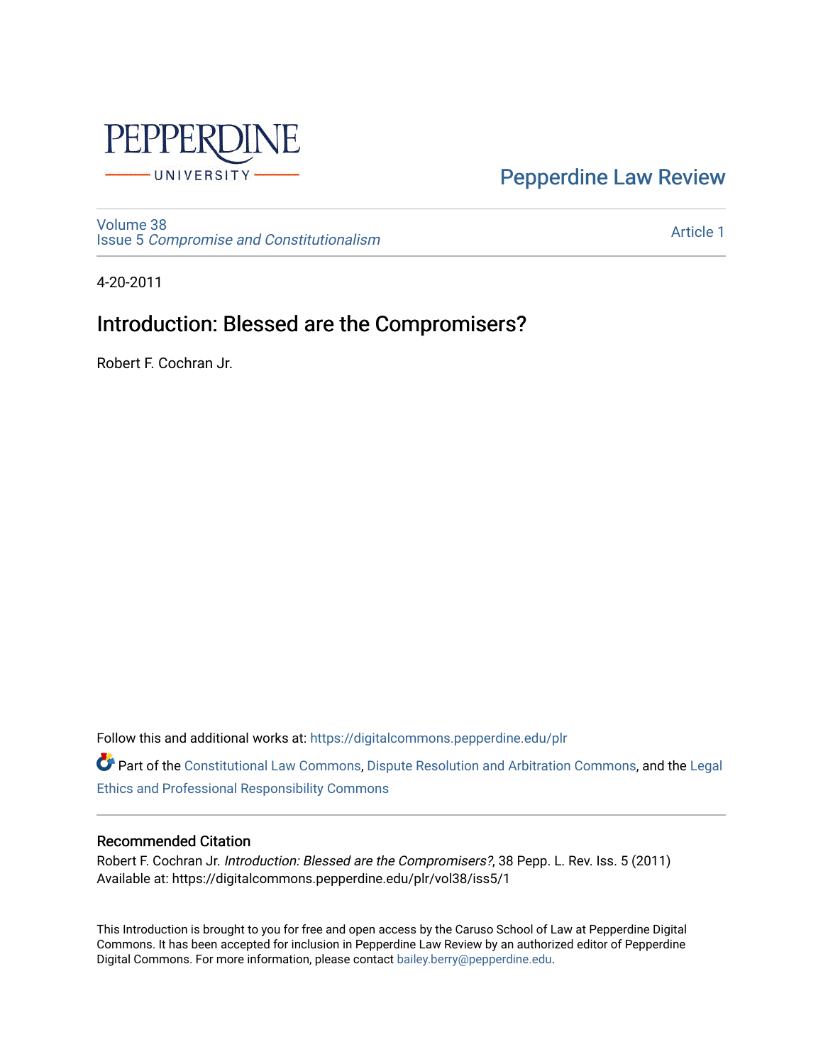Pepperdine Law Review

Volume 38
Issue 5 *Compromise and Constitutionalism*

Article 1

4-20-2011

# Introduction: Blessed are the Compromisers?

Robert F. Cochran Jr.

Follow this and additional works at: https://digitalcommons.pepperdine.edu/plr

Part of the Constitutional Law Commons, Dispute Resolution and Arbitration Commons, and the Legal Ethics and Professional Responsibility Commons

### Recommended Citation

Robert F. Cochran Jr. *Introduction: Blessed are the Compromisers?*, 38 Pepp. L. Rev. Iss. 5 (2011)
Available at: https://digitalcommons.pepperdine.edu/plr/vol38/iss5/1

This Introduction is brought to you for free and open access by the Caruso School of Law at Pepperdine Digital Commons. It has been accepted for inclusion in Pepperdine Law Review by an authorized editor of Pepperdine Digital Commons. For more information, please contact bailey.berry@pepperdine.edu.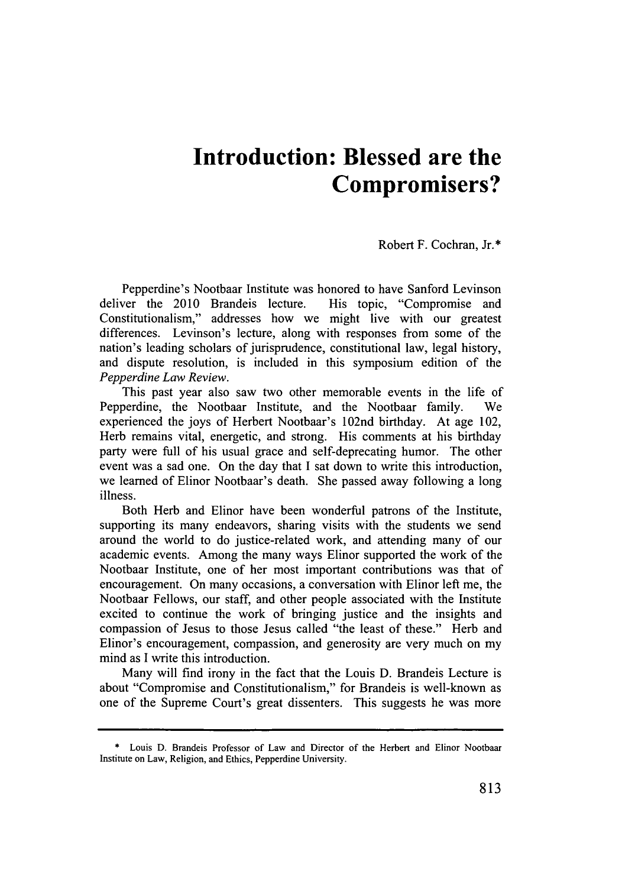# Introduction: Blessed are the Compromisers?

Robert F. Cochran, Jr.*

Pepperdine's Nootbaar Institute was honored to have Sanford Levinson deliver the 2010 Brandeis lecture. His topic, "Compromise and Constitutionalism," addresses how we might live with our greatest differences. Levinson's lecture, along with responses from some of the nation's leading scholars of jurisprudence, constitutional law, legal history, and dispute resolution, is included in this symposium edition of the *Pepperdine Law Review*.

This past year also saw two other memorable events in the life of Pepperdine, the Nootbaar Institute, and the Nootbaar family. We experienced the joys of Herbert Nootbaar's 102nd birthday. At age 102, Herb remains vital, energetic, and strong. His comments at his birthday party were full of his usual grace and self-deprecating humor. The other event was a sad one. On the day that I sat down to write this introduction, we learned of Elinor Nootbaar's death. She passed away following a long illness.

Both Herb and Elinor have been wonderful patrons of the Institute, supporting its many endeavors, sharing visits with the students we send around the world to do justice-related work, and attending many of our academic events. Among the many ways Elinor supported the work of the Nootbaar Institute, one of her most important contributions was that of encouragement. On many occasions, a conversation with Elinor left me, the Nootbaar Fellows, our staff, and other people associated with the Institute excited to continue the work of bringing justice and the insights and compassion of Jesus to those Jesus called "the least of these." Herb and Elinor's encouragement, compassion, and generosity are very much on my mind as I write this introduction.

Many will find irony in the fact that the Louis D. Brandeis Lecture is about "Compromise and Constitutionalism," for Brandeis is well-known as one of the Supreme Court's great dissenters. This suggests he was more

\* Louis D. Brandeis Professor of Law and Director of the Herbert and Elinor Nootbaar Institute on Law, Religion, and Ethics, Pepperdine University.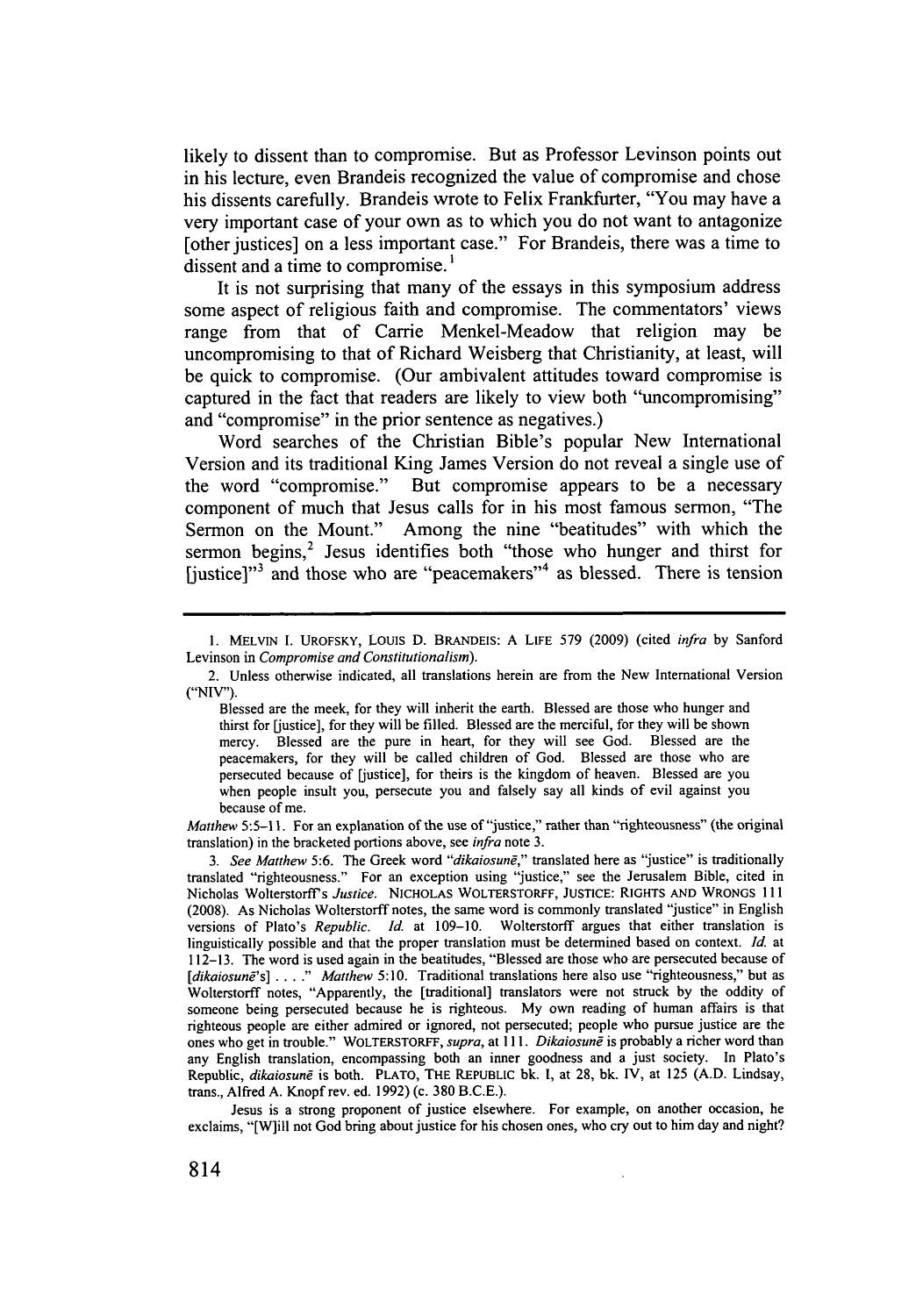likely to dissent than to compromise. But as Professor Levinson points out in his lecture, even Brandeis recognized the value of compromise and chose his dissents carefully. Brandeis wrote to Felix Frankfurter, "You may have a very important case of your own as to which you do not want to antagonize [other justices] on a less important case." For Brandeis, there was a time to dissent and a time to compromise.[1]

It is not surprising that many of the essays in this symposium address some aspect of religious faith and compromise. The commentators' views range from that of Carrie Menkel-Meadow that religion may be uncompromising to that of Richard Weisberg that Christianity, at least, will be quick to compromise. (Our ambivalent attitudes toward compromise is captured in the fact that readers are likely to view both "uncompromising" and "compromise" in the prior sentence as negatives.)

Word searches of the Christian Bible's popular New International Version and its traditional King James Version do not reveal a single use of the word "compromise." But compromise appears to be a necessary component of much that Jesus calls for in his most famous sermon, "The Sermon on the Mount." Among the nine "beatitudes" with which the sermon begins,[2] Jesus identifies both "those who hunger and thirst for [justice]"[3] and those who are "peacemakers"[4] as blessed. There is tension

---

1. MELVIN I. UROFSKY, LOUIS D. BRANDEIS: A LIFE 579 (2009) (cited *infra* by Sanford Levinson in *Compromise and Constitutionalism*).

2. Unless otherwise indicated, all translations herein are from the New International Version ("NIV").

> Blessed are the meek, for they will inherit the earth. Blessed are those who hunger and thirst for [justice], for they will be filled. Blessed are the merciful, for they will be shown mercy. Blessed are the pure in heart, for they will see God. Blessed are the peacemakers, for they will be called children of God. Blessed are those who are persecuted because of [justice], for theirs is the kingdom of heaven. Blessed are you when people insult you, persecute you and falsely say all kinds of evil against you because of me.

*Matthew* 5:5–11. For an explanation of the use of "justice," rather than "righteousness" (the original translation) in the bracketed portions above, see *infra* note 3.

3. *See Matthew* 5:6. The Greek word "*dikaiosunē*," translated here as "justice" is traditionally translated "righteousness." For an exception using "justice," see the Jerusalem Bible, cited in Nicholas Wolterstorff's *Justice*. NICHOLAS WOLTERSTORFF, JUSTICE: RIGHTS AND WRONGS 111 (2008). As Nicholas Wolterstorff notes, the same word is commonly translated "justice" in English versions of Plato's *Republic*. *Id.* at 109–10. Wolterstorff argues that either translation is linguistically possible and that the proper translation must be determined based on context. *Id.* at 112–13. The word is used again in the beatitudes, "Blessed are those who are persecuted because of [*dikaiosunē*'s] . . . ." *Matthew* 5:10. Traditional translations here also use "righteousness," but as Wolterstorff notes, "Apparently, the [traditional] translators were not struck by the oddity of someone being persecuted because he is righteous. My own reading of human affairs is that righteous people are either admired or ignored, not persecuted; people who pursue justice are the ones who get in trouble." WOLTERSTORFF, *supra*, at 111. *Dikaiosunē* is probably a richer word than any English translation, encompassing both an inner goodness and a just society. In Plato's Republic, *dikaiosunē* is both. PLATO, THE REPUBLIC bk. I, at 28, bk. IV, at 125 (A.D. Lindsay, trans., Alfred A. Knopf rev. ed. 1992) (c. 380 B.C.E.).

Jesus is a strong proponent of justice elsewhere. For example, on another occasion, he exclaims, "[W]ill not God bring about justice for his chosen ones, who cry out to him day and night?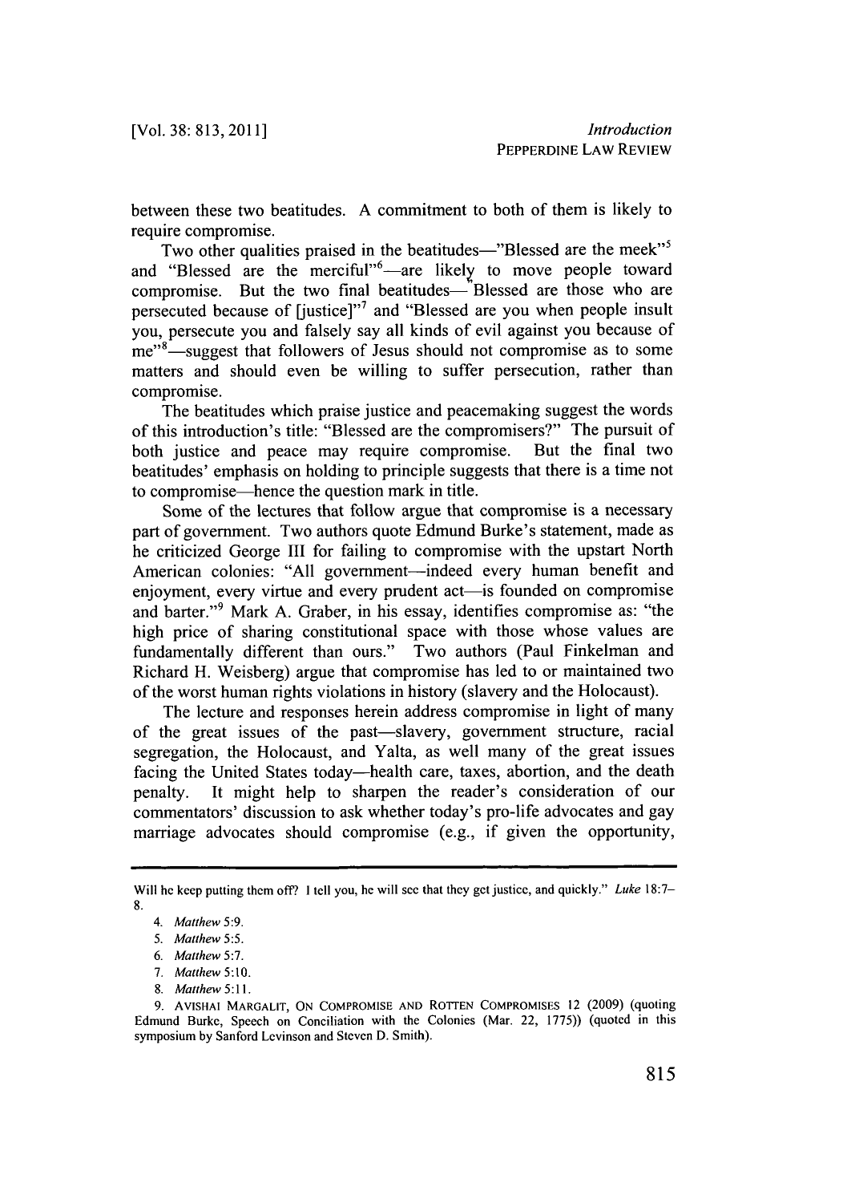between these two beatitudes. A commitment to both of them is likely to require compromise.

Two other qualities praised in the beatitudes—"Blessed are the meek"[5] and "Blessed are the merciful"[6]—are likely to move people toward compromise. But the two final beatitudes—"Blessed are those who are persecuted because of [justice]"[7] and "Blessed are you when people insult you, persecute you and falsely say all kinds of evil against you because of me"[8]—suggest that followers of Jesus should not compromise as to some matters and should even be willing to suffer persecution, rather than compromise.

The beatitudes which praise justice and peacemaking suggest the words of this introduction's title: "Blessed are the compromisers?" The pursuit of both justice and peace may require compromise. But the final two beatitudes' emphasis on holding to principle suggests that there is a time not to compromise—hence the question mark in title.

Some of the lectures that follow argue that compromise is a necessary part of government. Two authors quote Edmund Burke's statement, made as he criticized George III for failing to compromise with the upstart North American colonies: "All government—indeed every human benefit and enjoyment, every virtue and every prudent act—is founded on compromise and barter."[9] Mark A. Graber, in his essay, identifies compromise as: "the high price of sharing constitutional space with those whose values are fundamentally different than ours." Two authors (Paul Finkelman and Richard H. Weisberg) argue that compromise has led to or maintained two of the worst human rights violations in history (slavery and the Holocaust).

The lecture and responses herein address compromise in light of many of the great issues of the past—slavery, government structure, racial segregation, the Holocaust, and Yalta, as well many of the great issues facing the United States today—health care, taxes, abortion, and the death penalty. It might help to sharpen the reader's consideration of our commentators' discussion to ask whether today's pro-life advocates and gay marriage advocates should compromise (e.g., if given the opportunity,

---

Will he keep putting them off? I tell you, he will see that they get justice, and quickly." *Luke* 18:7–8.

4. *Matthew* 5:9.

5. *Matthew* 5:5.

6. *Matthew* 5:7.

7. *Matthew* 5:10.

8. *Matthew* 5:11.

9. AVISHAI MARGALIT, ON COMPROMISE AND ROTTEN COMPROMISES 12 (2009) (quoting Edmund Burke, Speech on Conciliation with the Colonies (Mar. 22, 1775)) (quoted in this symposium by Sanford Levinson and Steven D. Smith).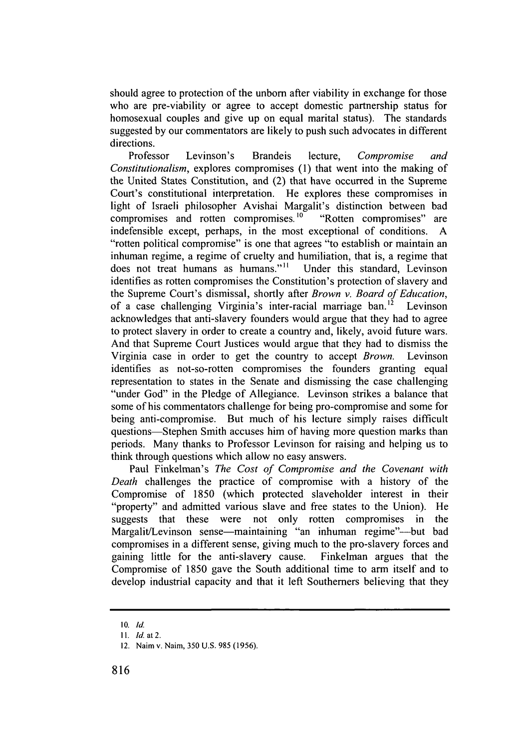should agree to protection of the unborn after viability in exchange for those who are pre-viability or agree to accept domestic partnership status for homosexual couples and give up on equal marital status). The standards suggested by our commentators are likely to push such advocates in different directions.

Professor Levinson's Brandeis lecture, *Compromise and Constitutionalism*, explores compromises (1) that went into the making of the United States Constitution, and (2) that have occurred in the Supreme Court's constitutional interpretation. He explores these compromises in light of Israeli philosopher Avishai Margalit's distinction between bad compromises and rotten compromises.[10] "Rotten compromises" are indefensible except, perhaps, in the most exceptional of conditions. A "rotten political compromise" is one that agrees "to establish or maintain an inhuman regime, a regime of cruelty and humiliation, that is, a regime that does not treat humans as humans."[11] Under this standard, Levinson identifies as rotten compromises the Constitution's protection of slavery and the Supreme Court's dismissal, shortly after *Brown v. Board of Education*, of a case challenging Virginia's inter-racial marriage ban.[12] Levinson acknowledges that anti-slavery founders would argue that they had to agree to protect slavery in order to create a country and, likely, avoid future wars. And that Supreme Court Justices would argue that they had to dismiss the Virginia case in order to get the country to accept *Brown*. Levinson identifies as not-so-rotten compromises the founders granting equal representation to states in the Senate and dismissing the case challenging "under God" in the Pledge of Allegiance. Levinson strikes a balance that some of his commentators challenge for being pro-compromise and some for being anti-compromise. But much of his lecture simply raises difficult questions—Stephen Smith accuses him of having more question marks than periods. Many thanks to Professor Levinson for raising and helping us to think through questions which allow no easy answers.

Paul Finkelman's *The Cost of Compromise and the Covenant with Death* challenges the practice of compromise with a history of the Compromise of 1850 (which protected slaveholder interest in their "property" and admitted various slave and free states to the Union). He suggests that these were not only rotten compromises in the Margalit/Levinson sense—maintaining "an inhuman regime"—but bad compromises in a different sense, giving much to the pro-slavery forces and gaining little for the anti-slavery cause. Finkelman argues that the Compromise of 1850 gave the South additional time to arm itself and to develop industrial capacity and that it left Southerners believing that they

---

10. *Id.*

11. *Id.* at 2.

12. Naim v. Naim, 350 U.S. 985 (1956).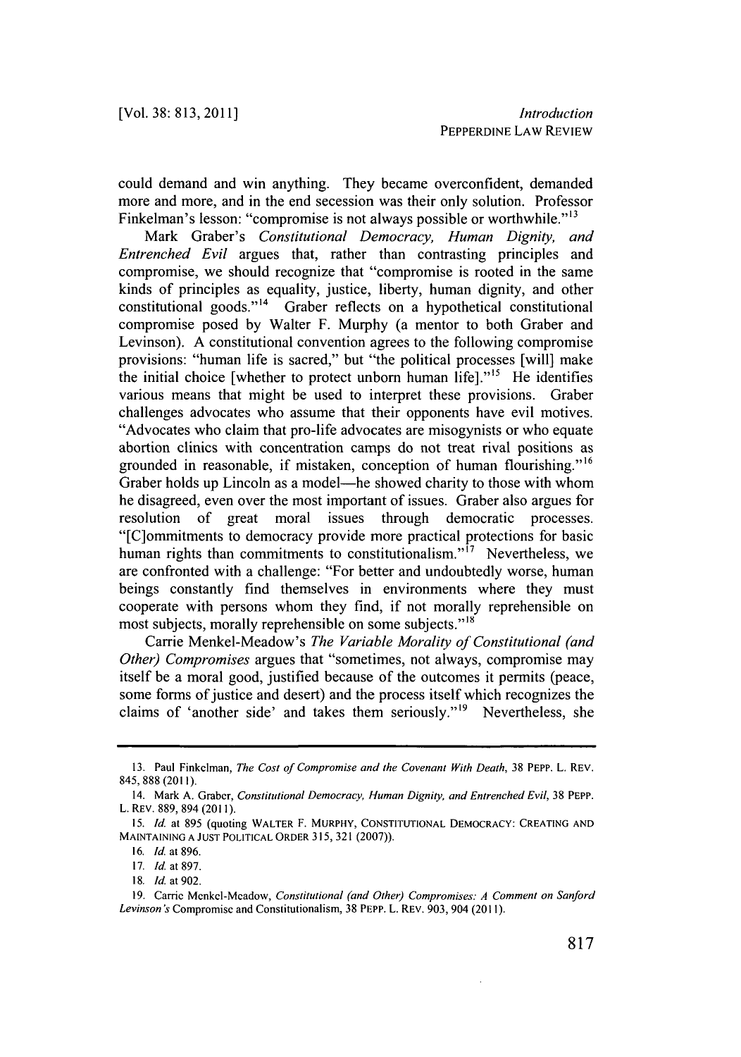could demand and win anything. They became overconfident, demanded more and more, and in the end secession was their only solution. Professor Finkelman's lesson: "compromise is not always possible or worthwhile."[13]

Mark Graber's *Constitutional Democracy, Human Dignity, and Entrenched Evil* argues that, rather than contrasting principles and compromise, we should recognize that "compromise is rooted in the same kinds of principles as equality, justice, liberty, human dignity, and other constitutional goods."[14] Graber reflects on a hypothetical constitutional compromise posed by Walter F. Murphy (a mentor to both Graber and Levinson). A constitutional convention agrees to the following compromise provisions: "human life is sacred," but "the political processes [will] make the initial choice [whether to protect unborn human life]."[15] He identifies various means that might be used to interpret these provisions. Graber challenges advocates who assume that their opponents have evil motives. "Advocates who claim that pro-life advocates are misogynists or who equate abortion clinics with concentration camps do not treat rival positions as grounded in reasonable, if mistaken, conception of human flourishing."[16] Graber holds up Lincoln as a model—he showed charity to those with whom he disagreed, even over the most important of issues. Graber also argues for resolution of great moral issues through democratic processes. "[C]ommitments to democracy provide more practical protections for basic human rights than commitments to constitutionalism."[17] Nevertheless, we are confronted with a challenge: "For better and undoubtedly worse, human beings constantly find themselves in environments where they must cooperate with persons whom they find, if not morally reprehensible on most subjects, morally reprehensible on some subjects."[18]

Carrie Menkel-Meadow's *The Variable Morality of Constitutional (and Other) Compromises* argues that "sometimes, not always, compromise may itself be a moral good, justified because of the outcomes it permits (peace, some forms of justice and desert) and the process itself which recognizes the claims of 'another side' and takes them seriously."[19] Nevertheless, she

---

13. Paul Finkelman, *The Cost of Compromise and the Covenant With Death*, 38 PEPP. L. REV. 845, 888 (2011).

14. Mark A. Graber, *Constitutional Democracy, Human Dignity, and Entrenched Evil*, 38 PEPP. L. REV. 889, 894 (2011).

15. *Id.* at 895 (quoting WALTER F. MURPHY, CONSTITUTIONAL DEMOCRACY: CREATING AND MAINTAINING A JUST POLITICAL ORDER 315, 321 (2007)).

16. *Id.* at 896.

17. *Id.* at 897.

18. *Id.* at 902.

19. Carrie Menkel-Meadow, *Constitutional (and Other) Compromises: A Comment on Sanford Levinson's* Compromise and Constitutionalism, 38 PEPP. L. REV. 903, 904 (2011).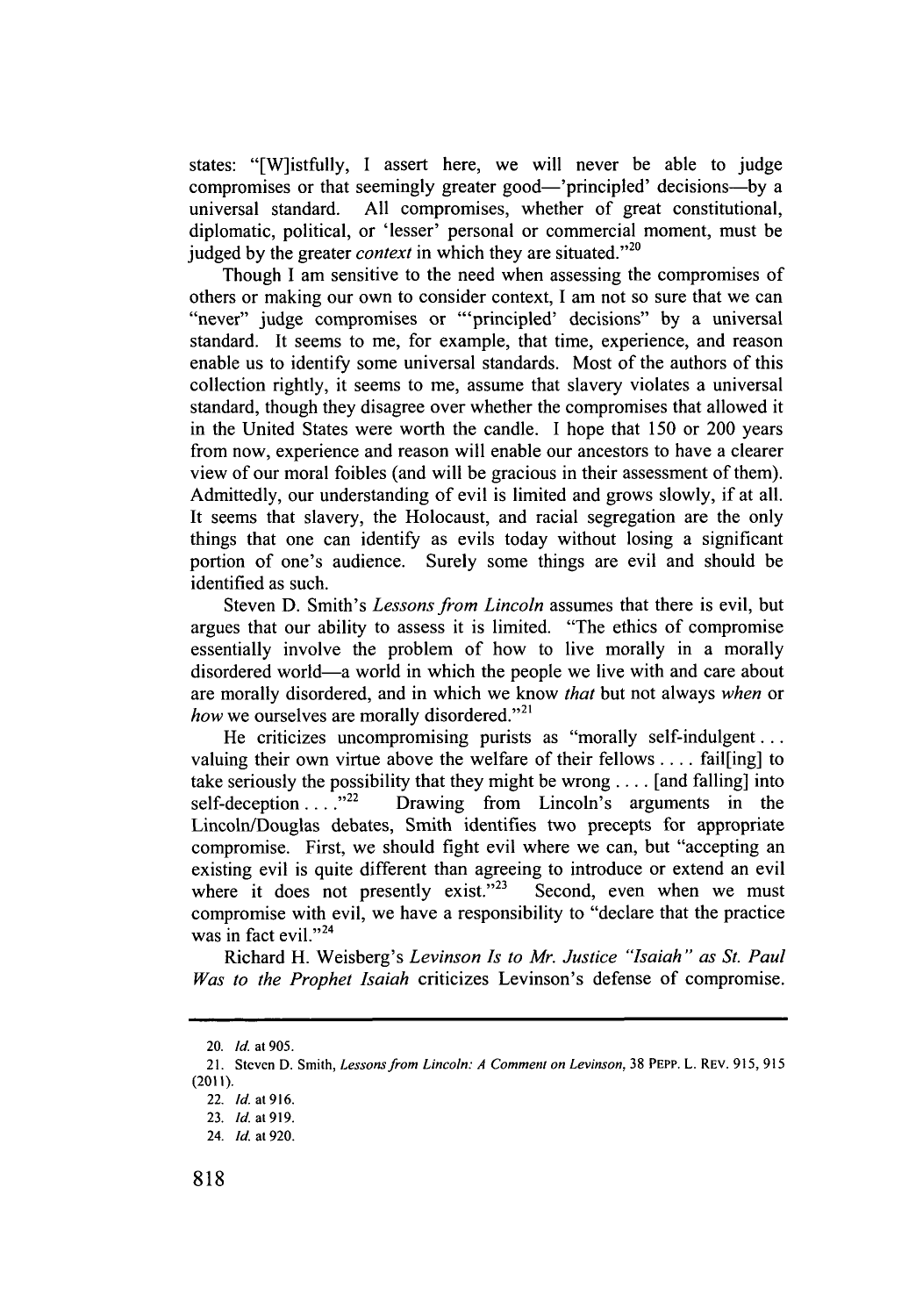states: "[W]istfully, I assert here, we will never be able to judge compromises or that seemingly greater good—'principled' decisions—by a universal standard. All compromises, whether of great constitutional, diplomatic, political, or 'lesser' personal or commercial moment, must be judged by the greater *context* in which they are situated."[20]

Though I am sensitive to the need when assessing the compromises of others or making our own to consider context, I am not so sure that we can "never" judge compromises or "'principled' decisions" by a universal standard. It seems to me, for example, that time, experience, and reason enable us to identify some universal standards. Most of the authors of this collection rightly, it seems to me, assume that slavery violates a universal standard, though they disagree over whether the compromises that allowed it in the United States were worth the candle. I hope that 150 or 200 years from now, experience and reason will enable our ancestors to have a clearer view of our moral foibles (and will be gracious in their assessment of them). Admittedly, our understanding of evil is limited and grows slowly, if at all. It seems that slavery, the Holocaust, and racial segregation are the only things that one can identify as evils today without losing a significant portion of one's audience. Surely some things are evil and should be identified as such.

Steven D. Smith's *Lessons from Lincoln* assumes that there is evil, but argues that our ability to assess it is limited. "The ethics of compromise essentially involve the problem of how to live morally in a morally disordered world—a world in which the people we live with and care about are morally disordered, and in which we know *that* but not always *when* or *how* we ourselves are morally disordered."[21]

He criticizes uncompromising purists as "morally self-indulgent . . . valuing their own virtue above the welfare of their fellows . . . . fail[ing] to take seriously the possibility that they might be wrong . . . . [and falling] into self-deception . . . ."[22] Drawing from Lincoln's arguments in the Lincoln/Douglas debates, Smith identifies two precepts for appropriate compromise. First, we should fight evil where we can, but "accepting an existing evil is quite different than agreeing to introduce or extend an evil where it does not presently exist."[23] Second, even when we must compromise with evil, we have a responsibility to "declare that the practice was in fact evil."[24]

Richard H. Weisberg's *Levinson Is to Mr. Justice "Isaiah" as St. Paul Was to the Prophet Isaiah* criticizes Levinson's defense of compromise.

---

20. *Id.* at 905.

21. Steven D. Smith, *Lessons from Lincoln: A Comment on Levinson*, 38 PEPP. L. REV. 915, 915 (2011).

22. *Id.* at 916.

23. *Id.* at 919.

24. *Id.* at 920.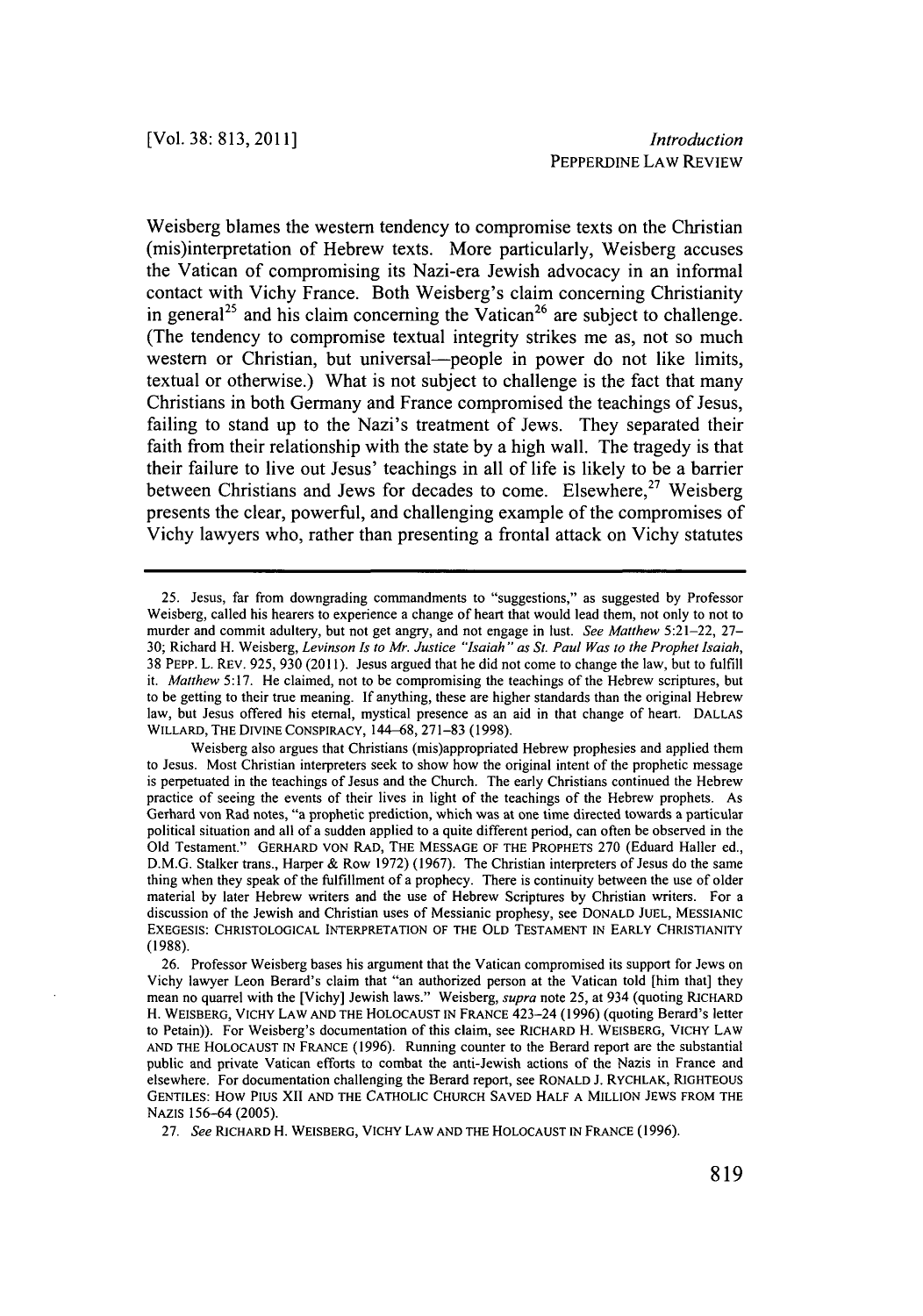Weisberg blames the western tendency to compromise texts on the Christian (mis)interpretation of Hebrew texts. More particularly, Weisberg accuses the Vatican of compromising its Nazi-era Jewish advocacy in an informal contact with Vichy France. Both Weisberg's claim concerning Christianity in general[25] and his claim concerning the Vatican[26] are subject to challenge. (The tendency to compromise textual integrity strikes me as, not so much western or Christian, but universal—people in power do not like limits, textual or otherwise.) What is not subject to challenge is the fact that many Christians in both Germany and France compromised the teachings of Jesus, failing to stand up to the Nazi's treatment of Jews. They separated their faith from their relationship with the state by a high wall. The tragedy is that their failure to live out Jesus' teachings in all of life is likely to be a barrier between Christians and Jews for decades to come. Elsewhere,[27] Weisberg presents the clear, powerful, and challenging example of the compromises of Vichy lawyers who, rather than presenting a frontal attack on Vichy statutes

---

25. Jesus, far from downgrading commandments to "suggestions," as suggested by Professor Weisberg, called his hearers to experience a change of heart that would lead them, not only to not to murder and commit adultery, but not get angry, and not engage in lust. *See Matthew* 5:21–22, 27–30; Richard H. Weisberg, *Levinson Is to Mr. Justice "Isaiah" as St. Paul Was to the Prophet Isaiah*, 38 PEPP. L. REV. 925, 930 (2011). Jesus argued that he did not come to change the law, but to fulfill it. *Matthew* 5:17. He claimed, not to be compromising the teachings of the Hebrew scriptures, but to be getting to their true meaning. If anything, these are higher standards than the original Hebrew law, but Jesus offered his eternal, mystical presence as an aid in that change of heart. DALLAS WILLARD, THE DIVINE CONSPIRACY, 144–68, 271–83 (1998).

Weisberg also argues that Christians (mis)appropriated Hebrew prophesies and applied them to Jesus. Most Christian interpreters seek to show how the original intent of the prophetic message is perpetuated in the teachings of Jesus and the Church. The early Christians continued the Hebrew practice of seeing the events of their lives in light of the teachings of the Hebrew prophets. As Gerhard von Rad notes, "a prophetic prediction, which was at one time directed towards a particular political situation and all of a sudden applied to a quite different period, can often be observed in the Old Testament." GERHARD VON RAD, THE MESSAGE OF THE PROPHETS 270 (Eduard Haller ed., D.M.G. Stalker trans., Harper & Row 1972) (1967). The Christian interpreters of Jesus do the same thing when they speak of the fulfillment of a prophecy. There is continuity between the use of older material by later Hebrew writers and the use of Hebrew Scriptures by Christian writers. For a discussion of the Jewish and Christian uses of Messianic prophesy, see DONALD JUEL, MESSIANIC EXEGESIS: CHRISTOLOGICAL INTERPRETATION OF THE OLD TESTAMENT IN EARLY CHRISTIANITY (1988).

26. Professor Weisberg bases his argument that the Vatican compromised its support for Jews on Vichy lawyer Leon Berard's claim that "an authorized person at the Vatican told [him that] they mean no quarrel with the [Vichy] Jewish laws." Weisberg, *supra* note 25, at 934 (quoting RICHARD H. WEISBERG, VICHY LAW AND THE HOLOCAUST IN FRANCE 423–24 (1996) (quoting Berard's letter to Petain)). For Weisberg's documentation of this claim, see RICHARD H. WEISBERG, VICHY LAW AND THE HOLOCAUST IN FRANCE (1996). Running counter to the Berard report are the substantial public and private Vatican efforts to combat the anti-Jewish actions of the Nazis in France and elsewhere. For documentation challenging the Berard report, see RONALD J. RYCHLAK, RIGHTEOUS GENTILES: HOW PIUS XII AND THE CATHOLIC CHURCH SAVED HALF A MILLION JEWS FROM THE NAZIS 156–64 (2005).

27. *See* RICHARD H. WEISBERG, VICHY LAW AND THE HOLOCAUST IN FRANCE (1996).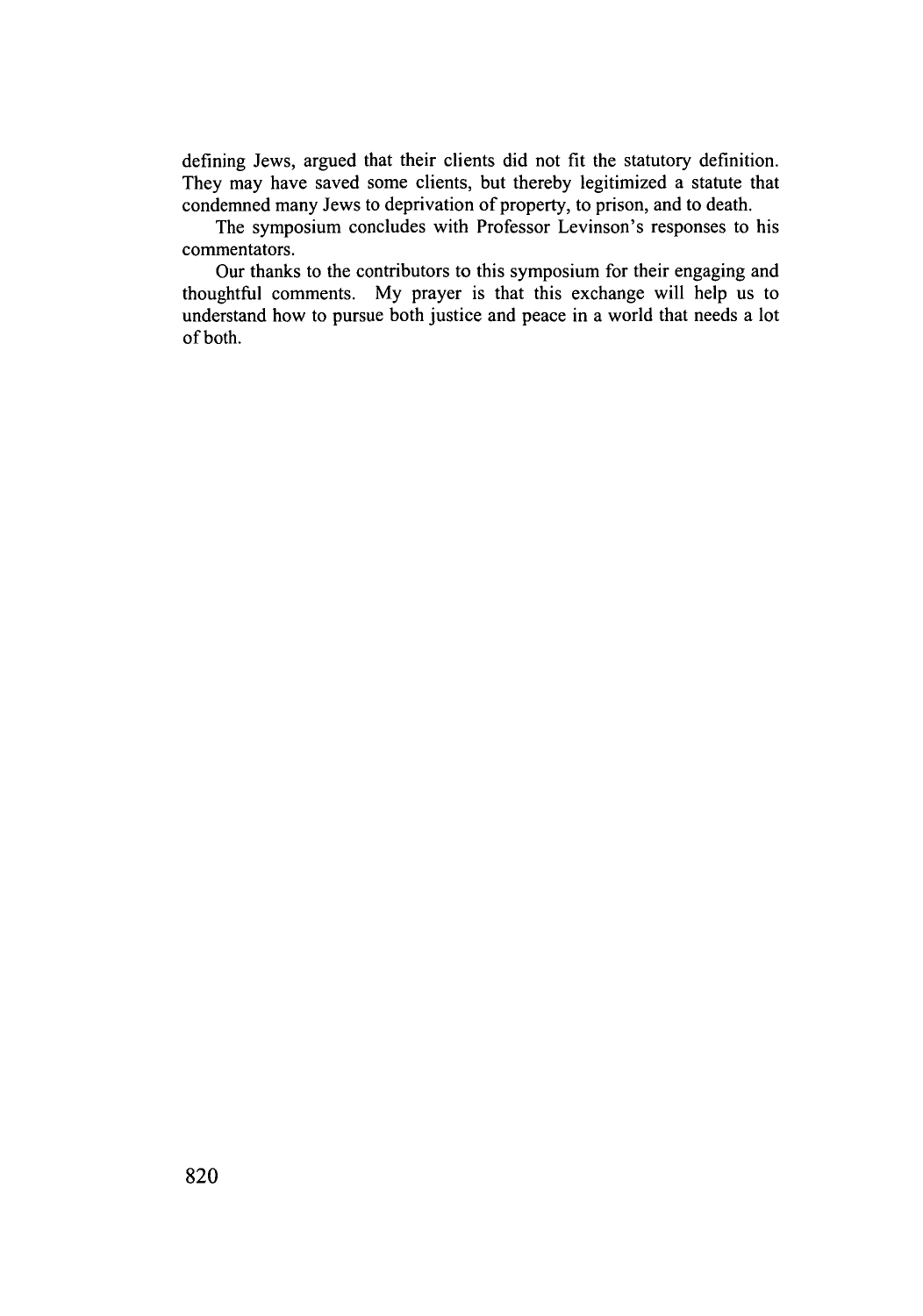defining Jews, argued that their clients did not fit the statutory definition. They may have saved some clients, but thereby legitimized a statute that condemned many Jews to deprivation of property, to prison, and to death.

The symposium concludes with Professor Levinson's responses to his commentators.

Our thanks to the contributors to this symposium for their engaging and thoughtful comments. My prayer is that this exchange will help us to understand how to pursue both justice and peace in a world that needs a lot of both.